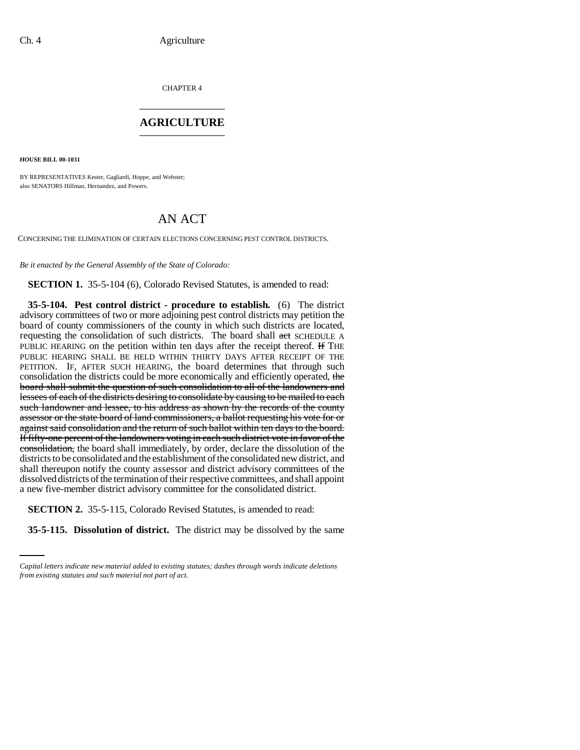CHAPTER 4

# AGRICULTURE

**HOUSE BILL 00-1031**

BY REPRESENTATIVES Kester, Gagliardi, Hoppe, and Webster;
also SENATORS Hillman, Hernandez, and Powers.

## AN ACT

CONCERNING THE ELIMINATION OF CERTAIN ELECTIONS CONCERNING PEST CONTROL DISTRICTS.

*Be it enacted by the General Assembly of the State of Colorado:*

**SECTION 1.** 35-5-104 (6), Colorado Revised Statutes, is amended to read:

**35-5-104. Pest control district - procedure to establish.** (6) The district advisory committees of two or more adjoining pest control districts may petition the board of county commissioners of the county in which such districts are located, requesting the consolidation of such districts. The board shall ~~act~~ SCHEDULE A PUBLIC HEARING on the petition within ten days after the receipt thereof. ~~If~~ THE PUBLIC HEARING SHALL BE HELD WITHIN THIRTY DAYS AFTER RECEIPT OF THE PETITION. IF, AFTER SUCH HEARING, the board determines that through such consolidation the districts could be more economically and efficiently operated, ~~the board shall submit the question of such consolidation to all of the landowners and lessees of each of the districts desiring to consolidate by causing to be mailed to each such landowner and lessee, to his address as shown by the records of the county assessor or the state board of land commissioners, a ballot requesting his vote for or against said consolidation and the return of such ballot within ten days to the board. If fifty-one percent of the landowners voting in each such district vote in favor of the consolidation,~~ the board shall immediately, by order, declare the dissolution of the districts to be consolidated and the establishment of the consolidated new district, and shall thereupon notify the county assessor and district advisory committees of the dissolved districts of the termination of their respective committees, and shall appoint a new five-member district advisory committee for the consolidated district.

**SECTION 2.** 35-5-115, Colorado Revised Statutes, is amended to read:

**35-5-115. Dissolution of district.** The district may be dissolved by the same

*Capital letters indicate new material added to existing statutes; dashes through words indicate deletions from existing statutes and such material not part of act.*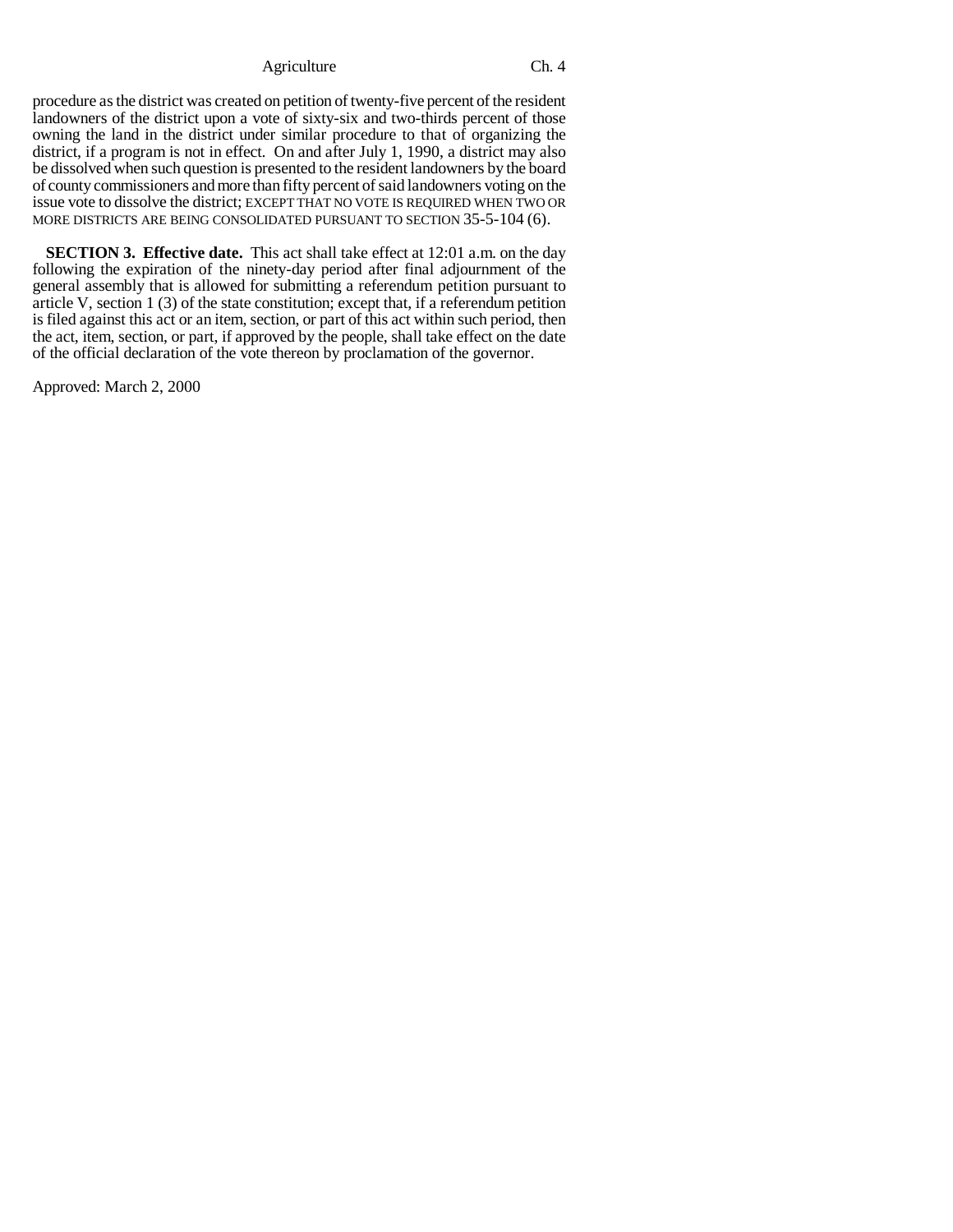procedure as the district was created on petition of twenty-five percent of the resident landowners of the district upon a vote of sixty-six and two-thirds percent of those owning the land in the district under similar procedure to that of organizing the district, if a program is not in effect. On and after July 1, 1990, a district may also be dissolved when such question is presented to the resident landowners by the board of county commissioners and more than fifty percent of said landowners voting on the issue vote to dissolve the district; EXCEPT THAT NO VOTE IS REQUIRED WHEN TWO OR MORE DISTRICTS ARE BEING CONSOLIDATED PURSUANT TO SECTION 35-5-104 (6).

**SECTION 3. Effective date.** This act shall take effect at 12:01 a.m. on the day following the expiration of the ninety-day period after final adjournment of the general assembly that is allowed for submitting a referendum petition pursuant to article V, section 1 (3) of the state constitution; except that, if a referendum petition is filed against this act or an item, section, or part of this act within such period, then the act, item, section, or part, if approved by the people, shall take effect on the date of the official declaration of the vote thereon by proclamation of the governor.

Approved: March 2, 2000